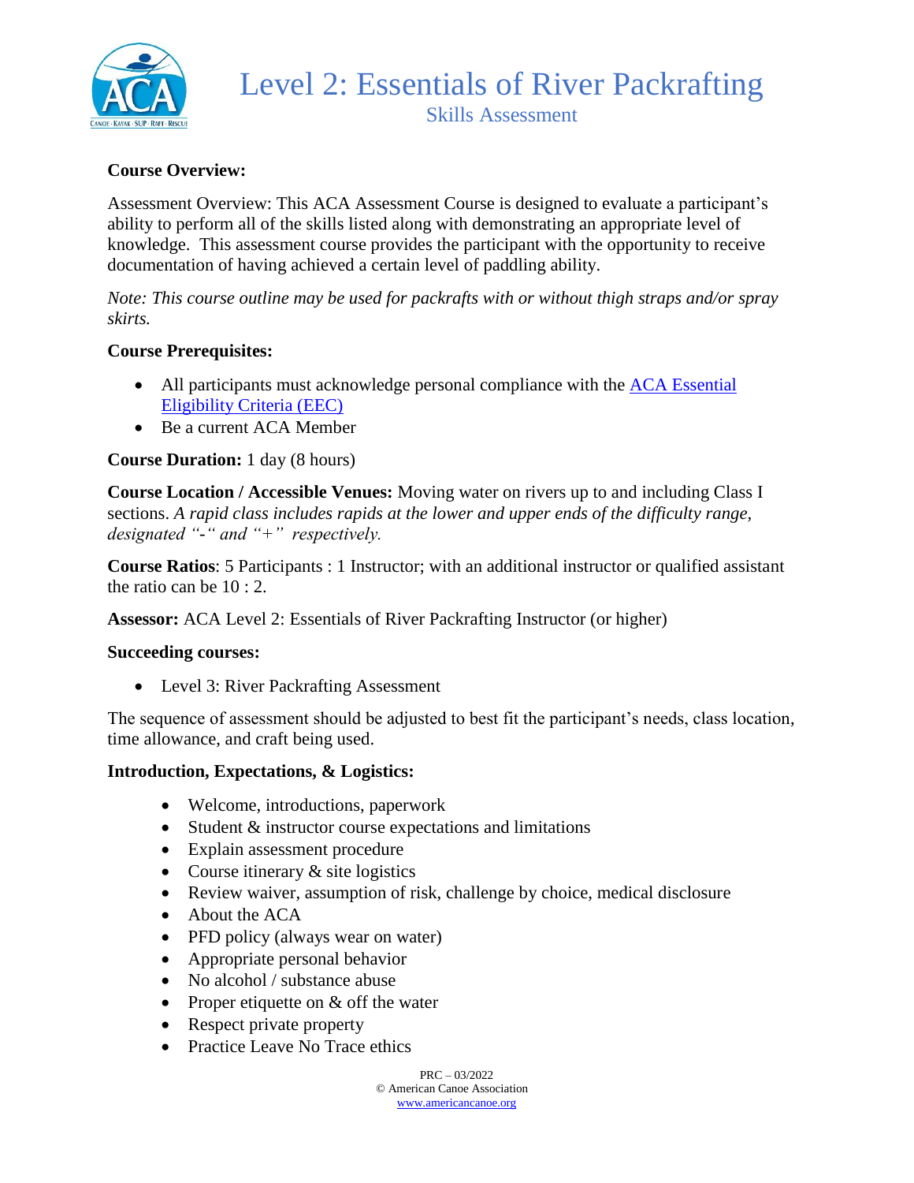# Level 2: Essentials of River Packrafting

## Skills Assessment

**Course Overview:**

Assessment Overview: This ACA Assessment Course is designed to evaluate a participant's ability to perform all of the skills listed along with demonstrating an appropriate level of knowledge. This assessment course provides the participant with the opportunity to receive documentation of having achieved a certain level of paddling ability.

*Note: This course outline may be used for packrafts with or without thigh straps and/or spray skirts.*

**Course Prerequisites:**

- All participants must acknowledge personal compliance with the [ACA Essential Eligibility Criteria (EEC)]
- Be a current ACA Member

**Course Duration:** 1 day (8 hours)

**Course Location / Accessible Venues:** Moving water on rivers up to and including Class I sections. *A rapid class includes rapids at the lower and upper ends of the difficulty range, designated "-" and "+" respectively.*

**Course Ratios**: 5 Participants : 1 Instructor; with an additional instructor or qualified assistant the ratio can be 10 : 2.

**Assessor:** ACA Level 2: Essentials of River Packrafting Instructor (or higher)

**Succeeding courses:**

- Level 3: River Packrafting Assessment

The sequence of assessment should be adjusted to best fit the participant's needs, class location, time allowance, and craft being used.

**Introduction, Expectations, & Logistics:**

- Welcome, introductions, paperwork
- Student & instructor course expectations and limitations
- Explain assessment procedure
- Course itinerary & site logistics
- Review waiver, assumption of risk, challenge by choice, medical disclosure
- About the ACA
- PFD policy (always wear on water)
- Appropriate personal behavior
- No alcohol / substance abuse
- Proper etiquette on & off the water
- Respect private property
- Practice Leave No Trace ethics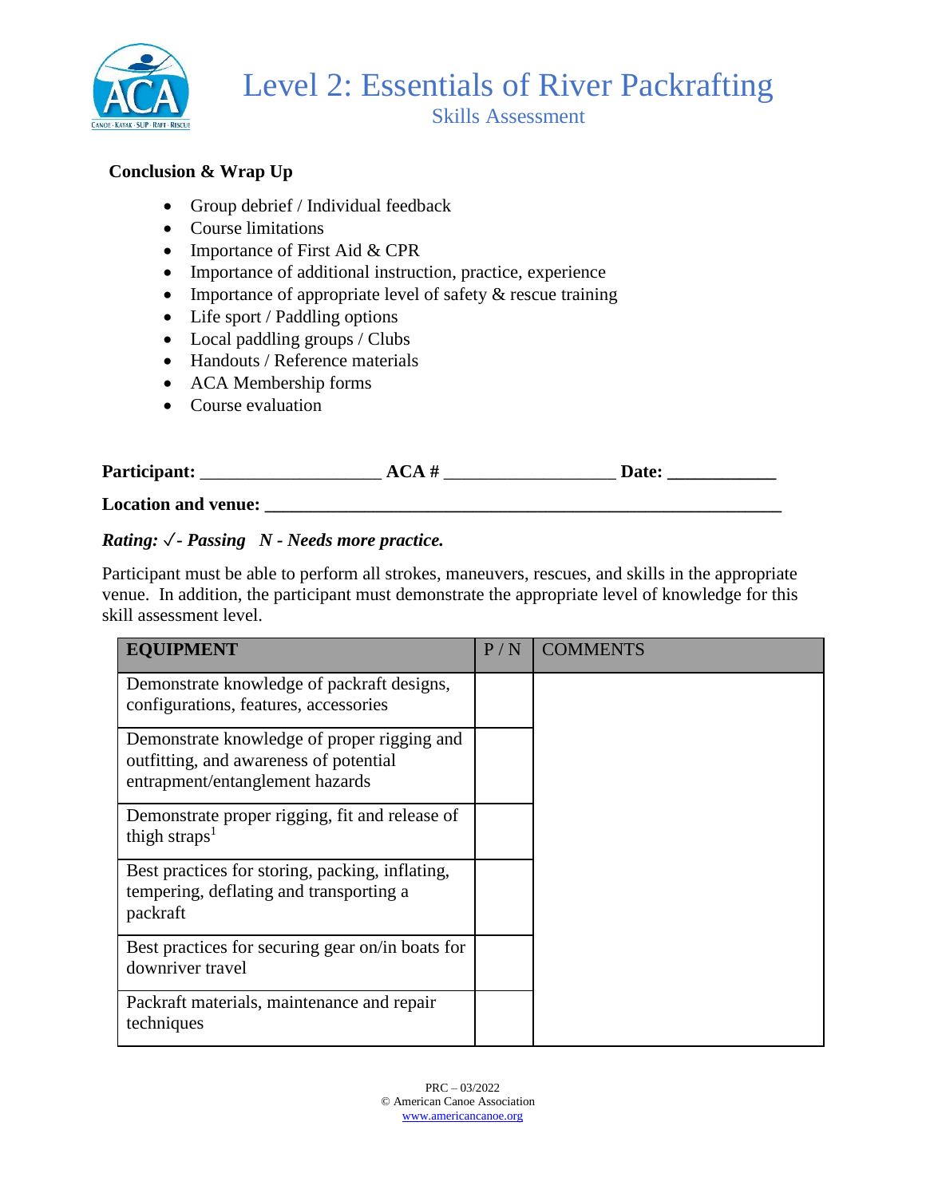**Conclusion & Wrap Up**

- Group debrief / Individual feedback
- Course limitations
- Importance of First Aid & CPR
- Importance of additional instruction, practice, experience
- Importance of appropriate level of safety & rescue training
- Life sport / Paddling options
- Local paddling groups / Clubs
- Handouts / Reference materials
- ACA Membership forms
- Course evaluation

**Participant:** ____________________ **ACA #** ___________________ **Date:** ____________

**Location and venue:** ___________________________________________________________

***Rating: ✓- Passing   N - Needs more practice.***

Participant must be able to perform all strokes, maneuvers, rescues, and skills in the appropriate venue. In addition, the participant must demonstrate the appropriate level of knowledge for this skill assessment level.

| EQUIPMENT | P / N | COMMENTS |
|---|---|---|
| Demonstrate knowledge of packraft designs, configurations, features, accessories | | |
| Demonstrate knowledge of proper rigging and outfitting, and awareness of potential entrapment/entanglement hazards | | |
| Demonstrate proper rigging, fit and release of thigh straps[1] | | |
| Best practices for storing, packing, inflating, tempering, deflating and transporting a packraft | | |
| Best practices for securing gear on/in boats for downriver travel | | |
| Packraft materials, maintenance and repair techniques | | |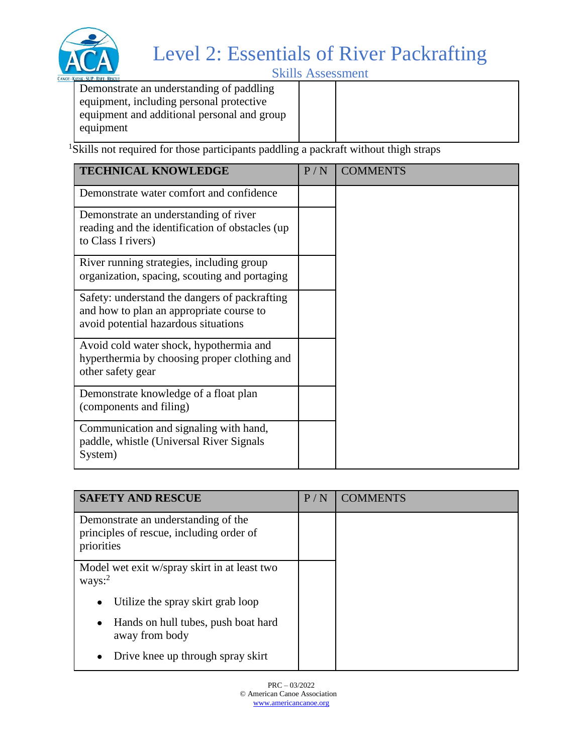| Demonstrate an understanding of paddling equipment, including personal protective equipment and additional personal and group equipment | | |
|---|---|---|

[1]Skills not required for those participants paddling a packraft without thigh straps

| TECHNICAL KNOWLEDGE | P / N | COMMENTS |
|---|---|---|
| Demonstrate water comfort and confidence | | |
| Demonstrate an understanding of river reading and the identification of obstacles (up to Class I rivers) | | |
| River running strategies, including group organization, spacing, scouting and portaging | | |
| Safety: understand the dangers of packrafting and how to plan an appropriate course to avoid potential hazardous situations | | |
| Avoid cold water shock, hypothermia and hyperthermia by choosing proper clothing and other safety gear | | |
| Demonstrate knowledge of a float plan (components and filing) | | |
| Communication and signaling with hand, paddle, whistle (Universal River Signals System) | | |

| SAFETY AND RESCUE | P / N | COMMENTS |
|---|---|---|
| Demonstrate an understanding of the principles of rescue, including order of priorities | | |
| Model wet exit w/spray skirt in at least two ways:[2]<br>• Utilize the spray skirt grab loop<br>• Hands on hull tubes, push boat hard away from body<br>• Drive knee up through spray skirt | | |

PRC – 03/2022
© American Canoe Association
www.americancanoe.org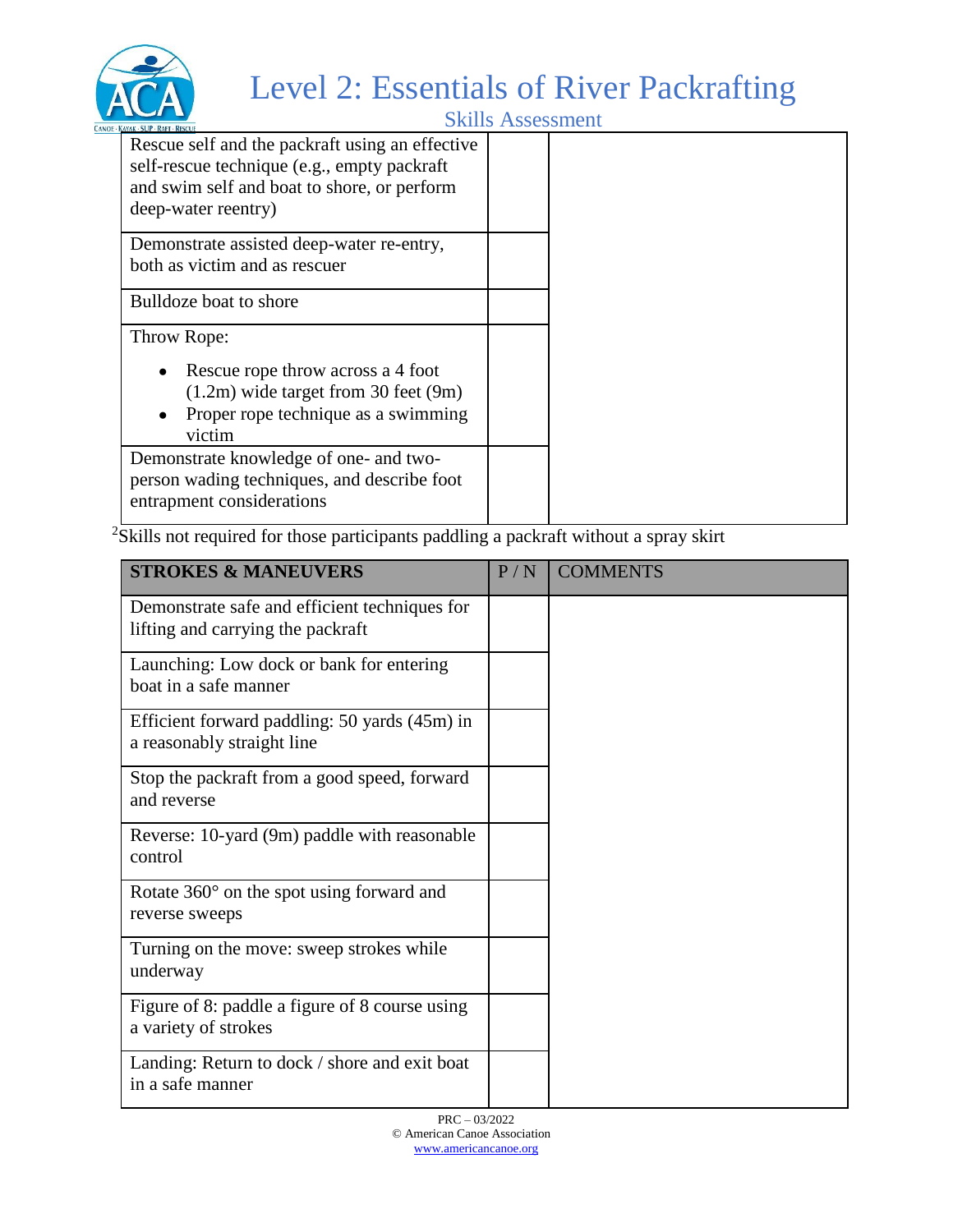# Level 2: Essentials of River Packrafting

Skills Assessment

| | | |
|---|---|---|
| Rescue self and the packraft using an effective self-rescue technique (e.g., empty packraft and swim self and boat to shore, or perform deep-water reentry) | | |
| Demonstrate assisted deep-water re-entry, both as victim and as rescuer | | |
| Bulldoze boat to shore | | |
| Throw Rope:<br>• Rescue rope throw across a 4 foot (1.2m) wide target from 30 feet (9m)<br>• Proper rope technique as a swimming victim | | |
| Demonstrate knowledge of one- and two-person wading techniques, and describe foot entrapment considerations | | |

[2]Skills not required for those participants paddling a packraft without a spray skirt

| **STROKES & MANEUVERS** | P / N | COMMENTS |
|---|---|---|
| Demonstrate safe and efficient techniques for lifting and carrying the packraft | | |
| Launching: Low dock or bank for entering boat in a safe manner | | |
| Efficient forward paddling: 50 yards (45m) in a reasonably straight line | | |
| Stop the packraft from a good speed, forward and reverse | | |
| Reverse: 10-yard (9m) paddle with reasonable control | | |
| Rotate 360° on the spot using forward and reverse sweeps | | |
| Turning on the move: sweep strokes while underway | | |
| Figure of 8: paddle a figure of 8 course using a variety of strokes | | |
| Landing: Return to dock / shore and exit boat in a safe manner | | |

PRC – 03/2022
© American Canoe Association
www.americancanoe.org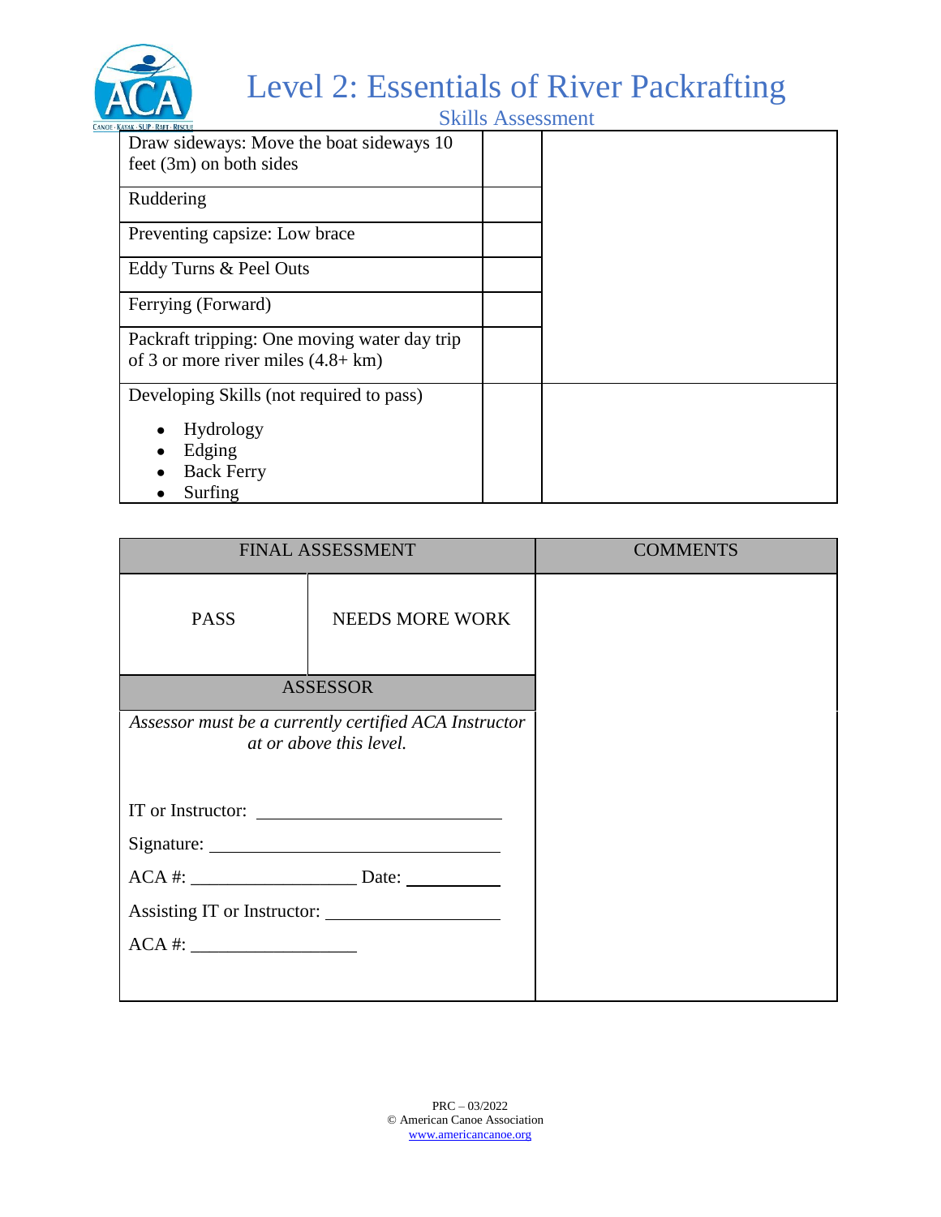# Level 2: Essentials of River Packrafting

Skills Assessment

| | | |
|---|---|---|
| Draw sideways: Move the boat sideways 10 feet (3m) on both sides | | |
| Ruddering | | |
| Preventing capsize: Low brace | | |
| Eddy Turns & Peel Outs | | |
| Ferrying (Forward) | | |
| Packraft tripping: One moving water day trip of 3 or more river miles (4.8+ km) | | |
| Developing Skills (not required to pass)<br>• Hydrology<br>• Edging<br>• Back Ferry<br>• Surfing | | |

| FINAL ASSESSMENT | | COMMENTS |
|---|---|---|
| PASS | NEEDS MORE WORK | |
| ASSESSOR | | |
| *Assessor must be a currently certified ACA Instructor at or above this level.*<br><br>IT or Instructor: ____________________<br>Signature: ____________________<br>ACA #: ____________ Date: ________<br>Assisting IT or Instructor: ____________<br>ACA #: ____________ | | |

PRC – 03/2022
© American Canoe Association
www.americancanoe.org